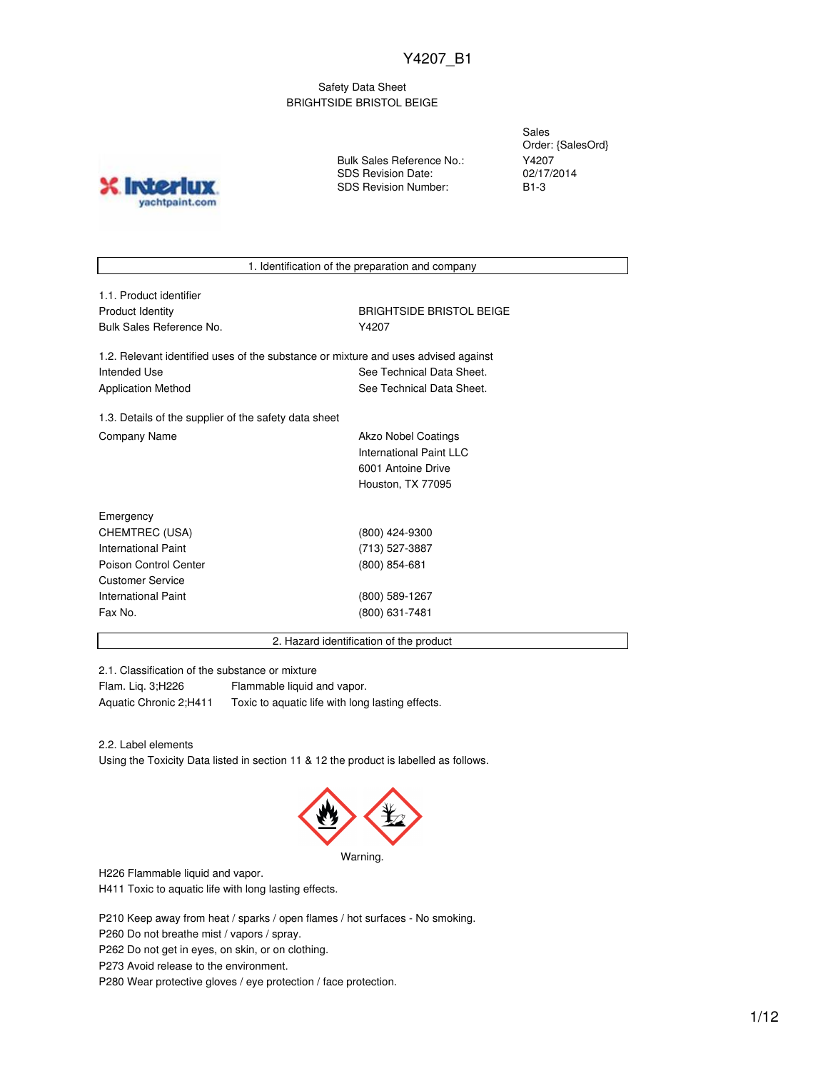Y4207_B1

Safety Data Sheet
BRIGHTSIDE BRISTOL BEIGE

| | |
|---|---|
| Sales Order: | {SalesOrd} |
| Bulk Sales Reference No.: | Y4207 |
| SDS Revision Date: | 02/17/2014 |
| SDS Revision Number: | B1-3 |

## 1. Identification of the preparation and company

1.1. Product identifier

| | |
|---|---|
| Product Identity | BRIGHTSIDE BRISTOL BEIGE |
| Bulk Sales Reference No. | Y4207 |

1.2. Relevant identified uses of the substance or mixture and uses advised against

| | |
|---|---|
| Intended Use | See Technical Data Sheet. |
| Application Method | See Technical Data Sheet. |

1.3. Details of the supplier of the safety data sheet

| | |
|---|---|
| Company Name | Akzo Nobel Coatings<br>International Paint LLC<br>6001 Antoine Drive<br>Houston, TX 77095 |

| | |
|---|---|
| Emergency | |
| CHEMTREC (USA) | (800) 424-9300 |
| International Paint | (713) 527-3887 |
| Poison Control Center | (800) 854-681 |
| Customer Service | |
| International Paint | (800) 589-1267 |
| Fax No. | (800) 631-7481 |

## 2. Hazard identification of the product

2.1. Classification of the substance or mixture

| | |
|---|---|
| Flam. Liq. 3;H226 | Flammable liquid and vapor. |
| Aquatic Chronic 2;H411 | Toxic to aquatic life with long lasting effects. |

2.2. Label elements

Using the Toxicity Data listed in section 11 & 12 the product is labelled as follows.

Warning.

H226 Flammable liquid and vapor.
H411 Toxic to aquatic life with long lasting effects.

P210 Keep away from heat / sparks / open flames / hot surfaces - No smoking.
P260 Do not breathe mist / vapors / spray.
P262 Do not get in eyes, on skin, or on clothing.
P273 Avoid release to the environment.
P280 Wear protective gloves / eye protection / face protection.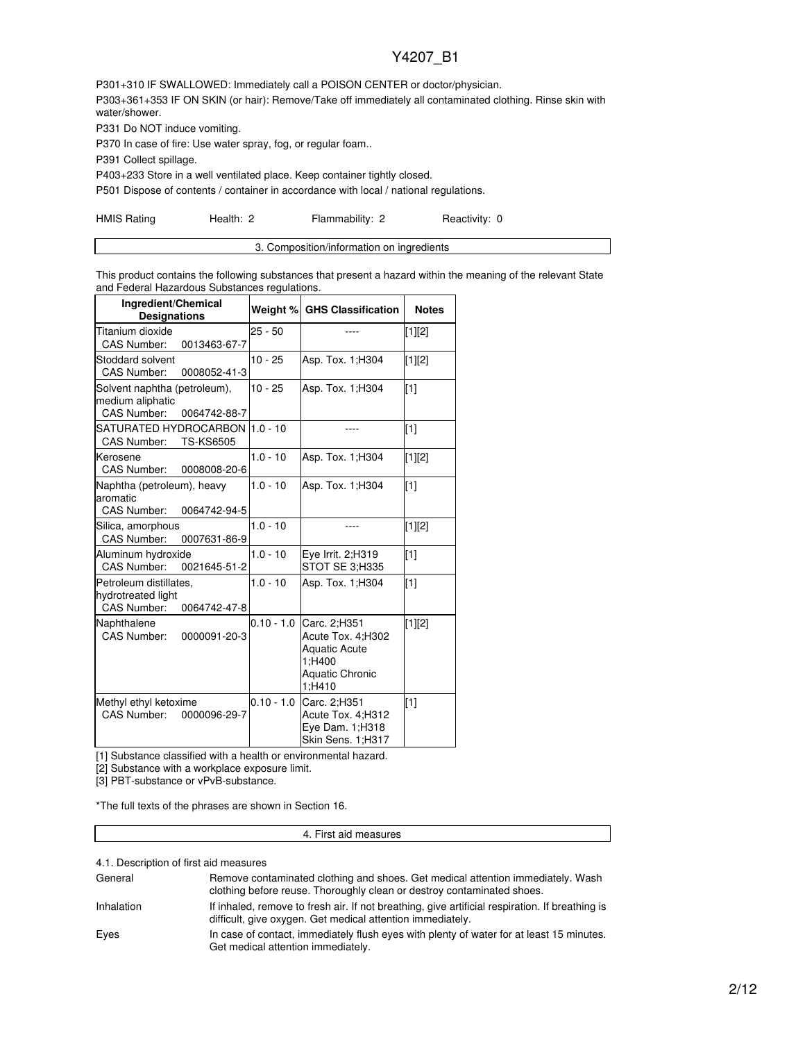P301+310 IF SWALLOWED: Immediately call a POISON CENTER or doctor/physician.

P303+361+353 IF ON SKIN (or hair): Remove/Take off immediately all contaminated clothing. Rinse skin with water/shower.

P331 Do NOT induce vomiting.

P370 In case of fire: Use water spray, fog, or regular foam..

P391 Collect spillage.

P403+233 Store in a well ventilated place. Keep container tightly closed.

P501 Dispose of contents / container in accordance with local / national regulations.

| HMIS Rating | Health: 2 | Flammability: 2 | Reactivity: 0 |
|---|---|---|---|

## 3. Composition/information on ingredients

This product contains the following substances that present a hazard within the meaning of the relevant State and Federal Hazardous Substances regulations.

| Ingredient/Chemical Designations | Weight % | GHS Classification | Notes |
|---|---|---|---|
| Titanium dioxide<br>CAS Number: 0013463-67-7 | 25 - 50 | ---- | [1][2] |
| Stoddard solvent<br>CAS Number: 0008052-41-3 | 10 - 25 | Asp. Tox. 1;H304 | [1][2] |
| Solvent naphtha (petroleum), medium aliphatic<br>CAS Number: 0064742-88-7 | 10 - 25 | Asp. Tox. 1;H304 | [1] |
| SATURATED HYDROCARBON<br>CAS Number: TS-KS6505 | 1.0 - 10 | ---- | [1] |
| Kerosene<br>CAS Number: 0008008-20-6 | 1.0 - 10 | Asp. Tox. 1;H304 | [1][2] |
| Naphtha (petroleum), heavy aromatic<br>CAS Number: 0064742-94-5 | 1.0 - 10 | Asp. Tox. 1;H304 | [1] |
| Silica, amorphous<br>CAS Number: 0007631-86-9 | 1.0 - 10 | ---- | [1][2] |
| Aluminum hydroxide<br>CAS Number: 0021645-51-2 | 1.0 - 10 | Eye Irrit. 2;H319<br>STOT SE 3;H335 | [1] |
| Petroleum distillates, hydrotreated light<br>CAS Number: 0064742-47-8 | 1.0 - 10 | Asp. Tox. 1;H304 | [1] |
| Naphthalene<br>CAS Number: 0000091-20-3 | 0.10 - 1.0 | Carc. 2;H351<br>Acute Tox. 4;H302<br>Aquatic Acute 1;H400<br>Aquatic Chronic 1;H410 | [1][2] |
| Methyl ethyl ketoxime<br>CAS Number: 0000096-29-7 | 0.10 - 1.0 | Carc. 2;H351<br>Acute Tox. 4;H312<br>Eye Dam. 1;H318<br>Skin Sens. 1;H317 | [1] |

[1] Substance classified with a health or environmental hazard.

[2] Substance with a workplace exposure limit.

[3] PBT-substance or vPvB-substance.

*The full texts of the phrases are shown in Section 16.

## 4. First aid measures

4.1. Description of first aid measures

| | |
|---|---|
| General | Remove contaminated clothing and shoes. Get medical attention immediately. Wash clothing before reuse. Thoroughly clean or destroy contaminated shoes. |
| Inhalation | If inhaled, remove to fresh air. If not breathing, give artificial respiration. If breathing is difficult, give oxygen. Get medical attention immediately. |
| Eyes | In case of contact, immediately flush eyes with plenty of water for at least 15 minutes. Get medical attention immediately. |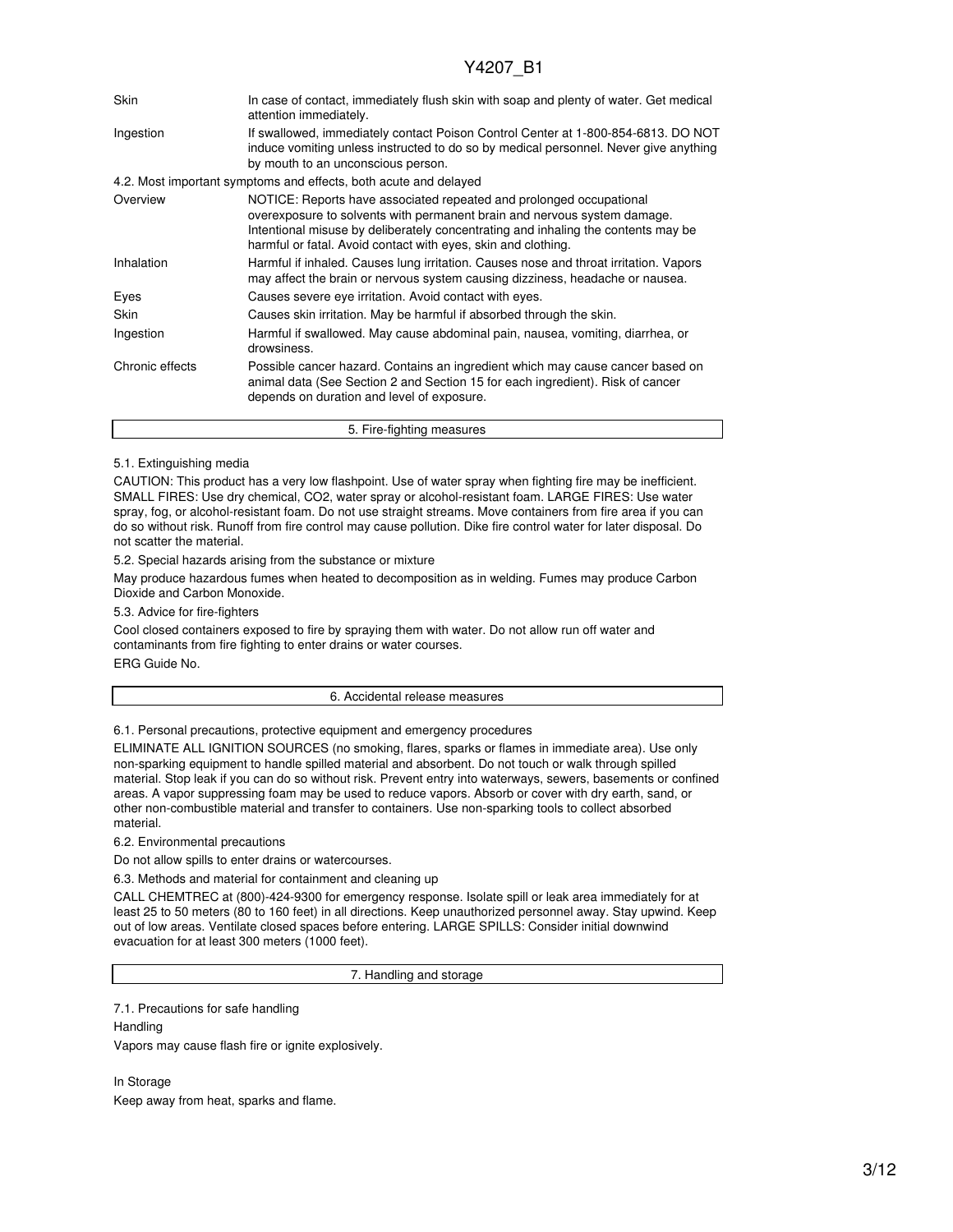| | |
|---|---|
| Skin | In case of contact, immediately flush skin with soap and plenty of water. Get medical attention immediately. |
| Ingestion | If swallowed, immediately contact Poison Control Center at 1-800-854-6813. DO NOT induce vomiting unless instructed to do so by medical personnel. Never give anything by mouth to an unconscious person. |

4.2. Most important symptoms and effects, both acute and delayed

| | |
|---|---|
| Overview | NOTICE: Reports have associated repeated and prolonged occupational overexposure to solvents with permanent brain and nervous system damage. Intentional misuse by deliberately concentrating and inhaling the contents may be harmful or fatal. Avoid contact with eyes, skin and clothing. |
| Inhalation | Harmful if inhaled. Causes lung irritation. Causes nose and throat irritation. Vapors may affect the brain or nervous system causing dizziness, headache or nausea. |
| Eyes | Causes severe eye irritation. Avoid contact with eyes. |
| Skin | Causes skin irritation. May be harmful if absorbed through the skin. |
| Ingestion | Harmful if swallowed. May cause abdominal pain, nausea, vomiting, diarrhea, or drowsiness. |
| Chronic effects | Possible cancer hazard. Contains an ingredient which may cause cancer based on animal data (See Section 2 and Section 15 for each ingredient). Risk of cancer depends on duration and level of exposure. |

## 5. Fire-fighting measures

5.1. Extinguishing media

CAUTION: This product has a very low flashpoint. Use of water spray when fighting fire may be inefficient. SMALL FIRES: Use dry chemical, CO2, water spray or alcohol-resistant foam. LARGE FIRES: Use water spray, fog, or alcohol-resistant foam. Do not use straight streams. Move containers from fire area if you can do so without risk. Runoff from fire control may cause pollution. Dike fire control water for later disposal. Do not scatter the material.

5.2. Special hazards arising from the substance or mixture

May produce hazardous fumes when heated to decomposition as in welding. Fumes may produce Carbon Dioxide and Carbon Monoxide.

5.3. Advice for fire-fighters

Cool closed containers exposed to fire by spraying them with water. Do not allow run off water and contaminants from fire fighting to enter drains or water courses.

ERG Guide No.

## 6. Accidental release measures

6.1. Personal precautions, protective equipment and emergency procedures

ELIMINATE ALL IGNITION SOURCES (no smoking, flares, sparks or flames in immediate area). Use only non-sparking equipment to handle spilled material and absorbent. Do not touch or walk through spilled material. Stop leak if you can do so without risk. Prevent entry into waterways, sewers, basements or confined areas. A vapor suppressing foam may be used to reduce vapors. Absorb or cover with dry earth, sand, or other non-combustible material and transfer to containers. Use non-sparking tools to collect absorbed material.

6.2. Environmental precautions

Do not allow spills to enter drains or watercourses.

6.3. Methods and material for containment and cleaning up

CALL CHEMTREC at (800)-424-9300 for emergency response. Isolate spill or leak area immediately for at least 25 to 50 meters (80 to 160 feet) in all directions. Keep unauthorized personnel away. Stay upwind. Keep out of low areas. Ventilate closed spaces before entering. LARGE SPILLS: Consider initial downwind evacuation for at least 300 meters (1000 feet).

## 7. Handling and storage

7.1. Precautions for safe handling

Handling

Vapors may cause flash fire or ignite explosively.

In Storage

Keep away from heat, sparks and flame.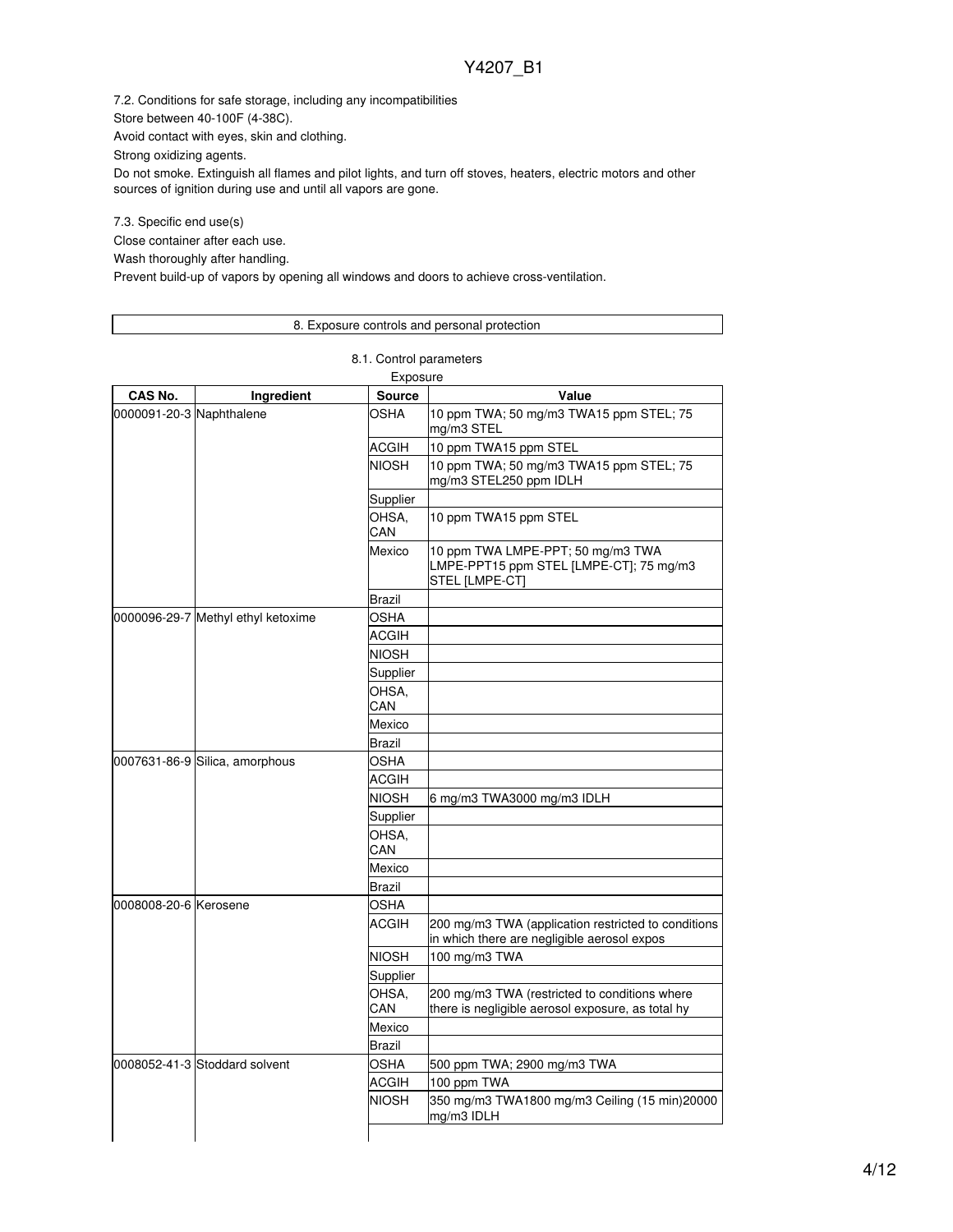7.2. Conditions for safe storage, including any incompatibilities

Store between 40-100F (4-38C).

Avoid contact with eyes, skin and clothing.

Strong oxidizing agents.

Do not smoke. Extinguish all flames and pilot lights, and turn off stoves, heaters, electric motors and other sources of ignition during use and until all vapors are gone.

7.3. Specific end use(s)

Close container after each use.

Wash thoroughly after handling.

Prevent build-up of vapors by opening all windows and doors to achieve cross-ventilation.

## 8. Exposure controls and personal protection

### 8.1. Control parameters

Exposure

| CAS No. | Ingredient | Source | Value |
|---|---|---|---|
| 0000091-20-3 | Naphthalene | OSHA | 10 ppm TWA; 50 mg/m3 TWA15 ppm STEL; 75 mg/m3 STEL |
| | | ACGIH | 10 ppm TWA15 ppm STEL |
| | | NIOSH | 10 ppm TWA; 50 mg/m3 TWA15 ppm STEL; 75 mg/m3 STEL250 ppm IDLH |
| | | Supplier | |
| | | OHSA, CAN | 10 ppm TWA15 ppm STEL |
| | | Mexico | 10 ppm TWA LMPE-PPT; 50 mg/m3 TWA LMPE-PPT15 ppm STEL [LMPE-CT]; 75 mg/m3 STEL [LMPE-CT] |
| | | Brazil | |
| 0000096-29-7 | Methyl ethyl ketoxime | OSHA | |
| | | ACGIH | |
| | | NIOSH | |
| | | Supplier | |
| | | OHSA, CAN | |
| | | Mexico | |
| | | Brazil | |
| 0007631-86-9 | Silica, amorphous | OSHA | |
| | | ACGIH | |
| | | NIOSH | 6 mg/m3 TWA3000 mg/m3 IDLH |
| | | Supplier | |
| | | OHSA, CAN | |
| | | Mexico | |
| | | Brazil | |
| 0008008-20-6 | Kerosene | OSHA | |
| | | ACGIH | 200 mg/m3 TWA (application restricted to conditions in which there are negligible aerosol expos |
| | | NIOSH | 100 mg/m3 TWA |
| | | Supplier | |
| | | OHSA, CAN | 200 mg/m3 TWA (restricted to conditions where there is negligible aerosol exposure, as total hy |
| | | Mexico | |
| | | Brazil | |
| 0008052-41-3 | Stoddard solvent | OSHA | 500 ppm TWA; 2900 mg/m3 TWA |
| | | ACGIH | 100 ppm TWA |
| | | NIOSH | 350 mg/m3 TWA1800 mg/m3 Ceiling (15 min)20000 mg/m3 IDLH |
| | | | |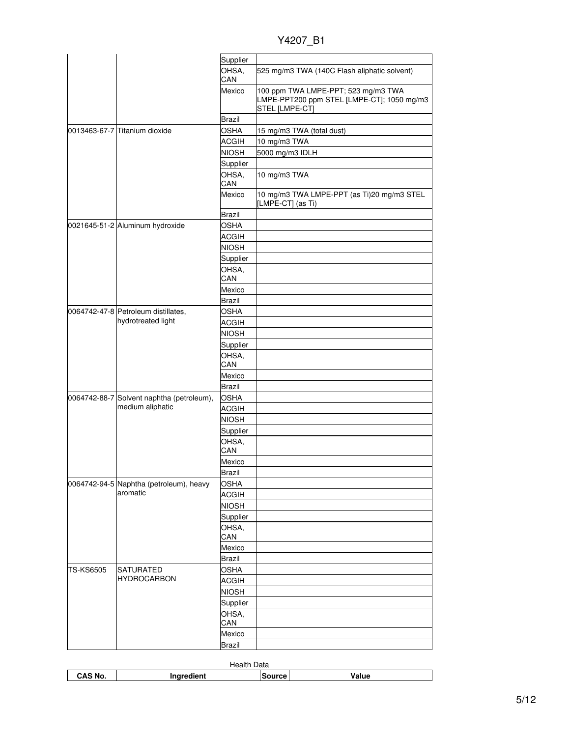| CAS No. | Ingredient | Source | Value |
|---|---|---|---|
| | | Supplier | |
| | | OHSA, CAN | 525 mg/m3 TWA (140C Flash aliphatic solvent) |
| | | Mexico | 100 ppm TWA LMPE-PPT; 523 mg/m3 TWA LMPE-PPT200 ppm STEL [LMPE-CT]; 1050 mg/m3 STEL [LMPE-CT] |
| | | Brazil | |
| 0013463-67-7 | Titanium dioxide | OSHA | 15 mg/m3 TWA (total dust) |
| | | ACGIH | 10 mg/m3 TWA |
| | | NIOSH | 5000 mg/m3 IDLH |
| | | Supplier | |
| | | OHSA, CAN | 10 mg/m3 TWA |
| | | Mexico | 10 mg/m3 TWA LMPE-PPT (as Ti)20 mg/m3 STEL [LMPE-CT] (as Ti) |
| | | Brazil | |
| 0021645-51-2 | Aluminum hydroxide | OSHA | |
| | | ACGIH | |
| | | NIOSH | |
| | | Supplier | |
| | | OHSA, CAN | |
| | | Mexico | |
| | | Brazil | |
| 0064742-47-8 | Petroleum distillates, hydrotreated light | OSHA | |
| | | ACGIH | |
| | | NIOSH | |
| | | Supplier | |
| | | OHSA, CAN | |
| | | Mexico | |
| | | Brazil | |
| 0064742-88-7 | Solvent naphtha (petroleum), medium aliphatic | OSHA | |
| | | ACGIH | |
| | | NIOSH | |
| | | Supplier | |
| | | OHSA, CAN | |
| | | Mexico | |
| | | Brazil | |
| 0064742-94-5 | Naphtha (petroleum), heavy aromatic | OSHA | |
| | | ACGIH | |
| | | NIOSH | |
| | | Supplier | |
| | | OHSA, CAN | |
| | | Mexico | |
| | | Brazil | |
| TS-KS6505 | SATURATED HYDROCARBON | OSHA | |
| | | ACGIH | |
| | | NIOSH | |
| | | Supplier | |
| | | OHSA, CAN | |
| | | Mexico | |
| | | Brazil | |

Health Data

| CAS No. | Ingredient | Source | Value |
|---|---|---|---|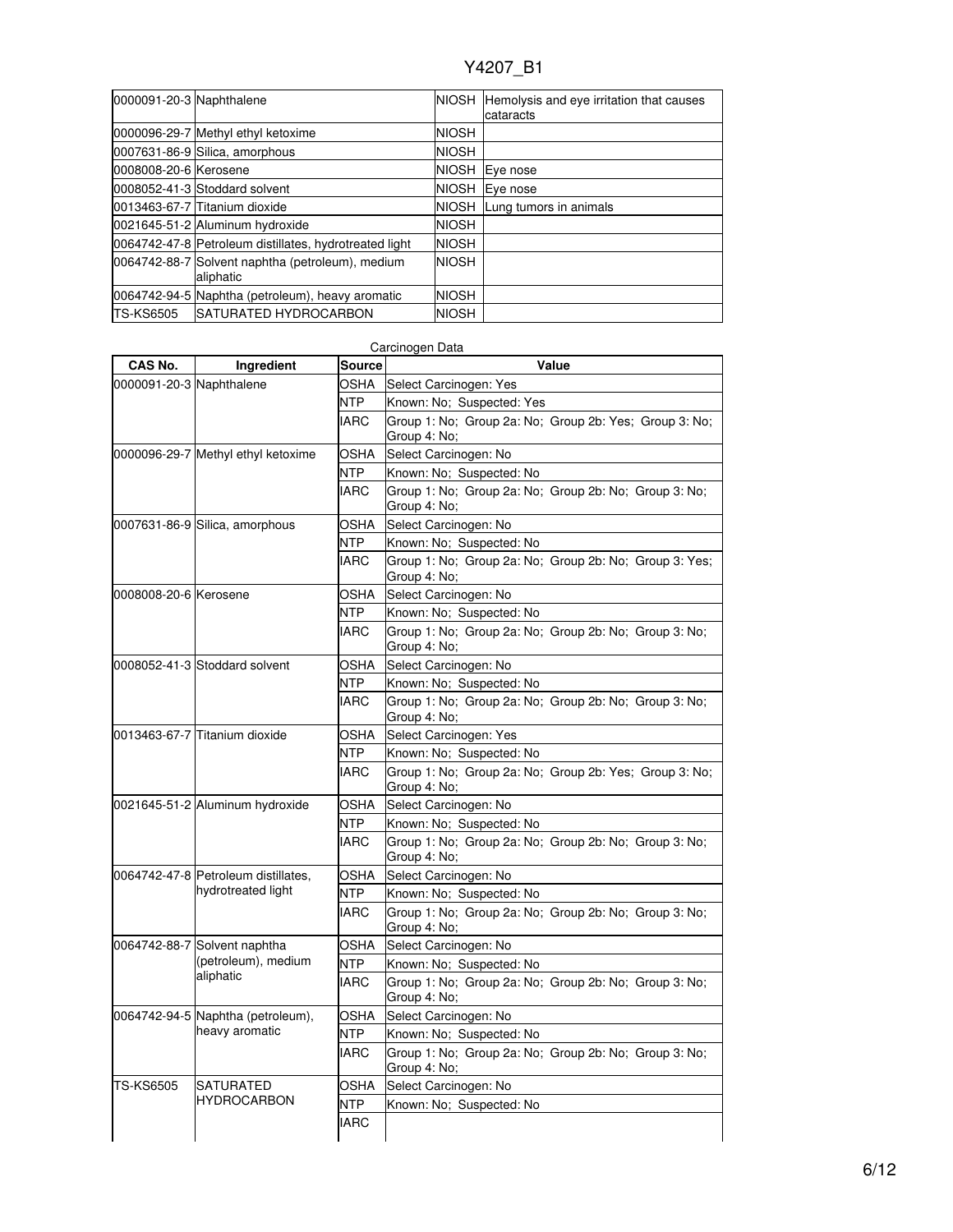| | | | |
|---|---|---|---|
| 0000091-20-3 | Naphthalene | NIOSH | Hemolysis and eye irritation that causes cataracts |
| 0000096-29-7 | Methyl ethyl ketoxime | NIOSH | |
| 0007631-86-9 | Silica, amorphous | NIOSH | |
| 0008008-20-6 | Kerosene | NIOSH | Eye nose |
| 0008052-41-3 | Stoddard solvent | NIOSH | Eye nose |
| 0013463-67-7 | Titanium dioxide | NIOSH | Lung tumors in animals |
| 0021645-51-2 | Aluminum hydroxide | NIOSH | |
| 0064742-47-8 | Petroleum distillates, hydrotreated light | NIOSH | |
| 0064742-88-7 | Solvent naphtha (petroleum), medium aliphatic | NIOSH | |
| 0064742-94-5 | Naphtha (petroleum), heavy aromatic | NIOSH | |
| TS-KS6505 | SATURATED HYDROCARBON | NIOSH | |

Carcinogen Data

| CAS No. | Ingredient | Source | Value |
|---|---|---|---|
| 0000091-20-3 | Naphthalene | OSHA | Select Carcinogen: Yes |
| | | NTP | Known: No; Suspected: Yes |
| | | IARC | Group 1: No; Group 2a: No; Group 2b: Yes; Group 3: No; Group 4: No; |
| 0000096-29-7 | Methyl ethyl ketoxime | OSHA | Select Carcinogen: No |
| | | NTP | Known: No; Suspected: No |
| | | IARC | Group 1: No; Group 2a: No; Group 2b: No; Group 3: No; Group 4: No; |
| 0007631-86-9 | Silica, amorphous | OSHA | Select Carcinogen: No |
| | | NTP | Known: No; Suspected: No |
| | | IARC | Group 1: No; Group 2a: No; Group 2b: No; Group 3: Yes; Group 4: No; |
| 0008008-20-6 | Kerosene | OSHA | Select Carcinogen: No |
| | | NTP | Known: No; Suspected: No |
| | | IARC | Group 1: No; Group 2a: No; Group 2b: No; Group 3: No; Group 4: No; |
| 0008052-41-3 | Stoddard solvent | OSHA | Select Carcinogen: No |
| | | NTP | Known: No; Suspected: No |
| | | IARC | Group 1: No; Group 2a: No; Group 2b: No; Group 3: No; Group 4: No; |
| 0013463-67-7 | Titanium dioxide | OSHA | Select Carcinogen: Yes |
| | | NTP | Known: No; Suspected: No |
| | | IARC | Group 1: No; Group 2a: No; Group 2b: Yes; Group 3: No; Group 4: No; |
| 0021645-51-2 | Aluminum hydroxide | OSHA | Select Carcinogen: No |
| | | NTP | Known: No; Suspected: No |
| | | IARC | Group 1: No; Group 2a: No; Group 2b: No; Group 3: No; Group 4: No; |
| 0064742-47-8 | Petroleum distillates, hydrotreated light | OSHA | Select Carcinogen: No |
| | | NTP | Known: No; Suspected: No |
| | | IARC | Group 1: No; Group 2a: No; Group 2b: No; Group 3: No; Group 4: No; |
| 0064742-88-7 | Solvent naphtha (petroleum), medium aliphatic | OSHA | Select Carcinogen: No |
| | | NTP | Known: No; Suspected: No |
| | | IARC | Group 1: No; Group 2a: No; Group 2b: No; Group 3: No; Group 4: No; |
| 0064742-94-5 | Naphtha (petroleum), heavy aromatic | OSHA | Select Carcinogen: No |
| | | NTP | Known: No; Suspected: No |
| | | IARC | Group 1: No; Group 2a: No; Group 2b: No; Group 3: No; Group 4: No; |
| TS-KS6505 | SATURATED HYDROCARBON | OSHA | Select Carcinogen: No |
| | | NTP | Known: No; Suspected: No |
| | | IARC | |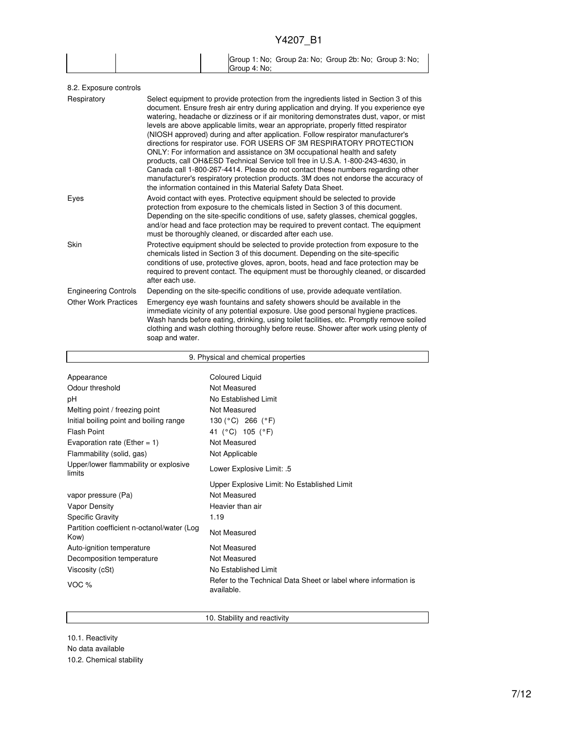| | | | Group 1: No; Group 2a: No; Group 2b: No; Group 3: No; Group 4: No; |
|---|---|---|---|

8.2. Exposure controls

| | |
|---|---|
| Respiratory | Select equipment to provide protection from the ingredients listed in Section 3 of this document. Ensure fresh air entry during application and drying. If you experience eye watering, headache or dizziness or if air monitoring demonstrates dust, vapor, or mist levels are above applicable limits, wear an appropriate, properly fitted respirator (NIOSH approved) during and after application. Follow respirator manufacturer's directions for respirator use. FOR USERS OF 3M RESPIRATORY PROTECTION ONLY: For information and assistance on 3M occupational health and safety products, call OH&ESD Technical Service toll free in U.S.A. 1-800-243-4630, in Canada call 1-800-267-4414. Please do not contact these numbers regarding other manufacturer's respiratory protection products. 3M does not endorse the accuracy of the information contained in this Material Safety Data Sheet. |
| Eyes | Avoid contact with eyes. Protective equipment should be selected to provide protection from exposure to the chemicals listed in Section 3 of this document. Depending on the site-specific conditions of use, safety glasses, chemical goggles, and/or head and face protection may be required to prevent contact. The equipment must be thoroughly cleaned, or discarded after each use. |
| Skin | Protective equipment should be selected to provide protection from exposure to the chemicals listed in Section 3 of this document. Depending on the site-specific conditions of use, protective gloves, apron, boots, head and face protection may be required to prevent contact. The equipment must be thoroughly cleaned, or discarded after each use. |
| Engineering Controls | Depending on the site-specific conditions of use, provide adequate ventilation. |
| Other Work Practices | Emergency eye wash fountains and safety showers should be available in the immediate vicinity of any potential exposure. Use good personal hygiene practices. Wash hands before eating, drinking, using toilet facilities, etc. Promptly remove soiled clothing and wash clothing thoroughly before reuse. Shower after work using plenty of soap and water. |

## 9. Physical and chemical properties

| | |
|---|---|
| Appearance | Coloured Liquid |
| Odour threshold | Not Measured |
| pH | No Established Limit |
| Melting point / freezing point | Not Measured |
| Initial boiling point and boiling range | 130 (°C) 266 (°F) |
| Flash Point | 41 (°C) 105 (°F) |
| Evaporation rate (Ether = 1) | Not Measured |
| Flammability (solid, gas) | Not Applicable |
| Upper/lower flammability or explosive limits | Lower Explosive Limit: .5 |
| | Upper Explosive Limit: No Established Limit |
| vapor pressure (Pa) | Not Measured |
| Vapor Density | Heavier than air |
| Specific Gravity | 1.19 |
| Partition coefficient n-octanol/water (Log Kow) | Not Measured |
| Auto-ignition temperature | Not Measured |
| Decomposition temperature | Not Measured |
| Viscosity (cSt) | No Established Limit |
| VOC % | Refer to the Technical Data Sheet or label where information is available. |

## 10. Stability and reactivity

10.1. Reactivity

No data available

10.2. Chemical stability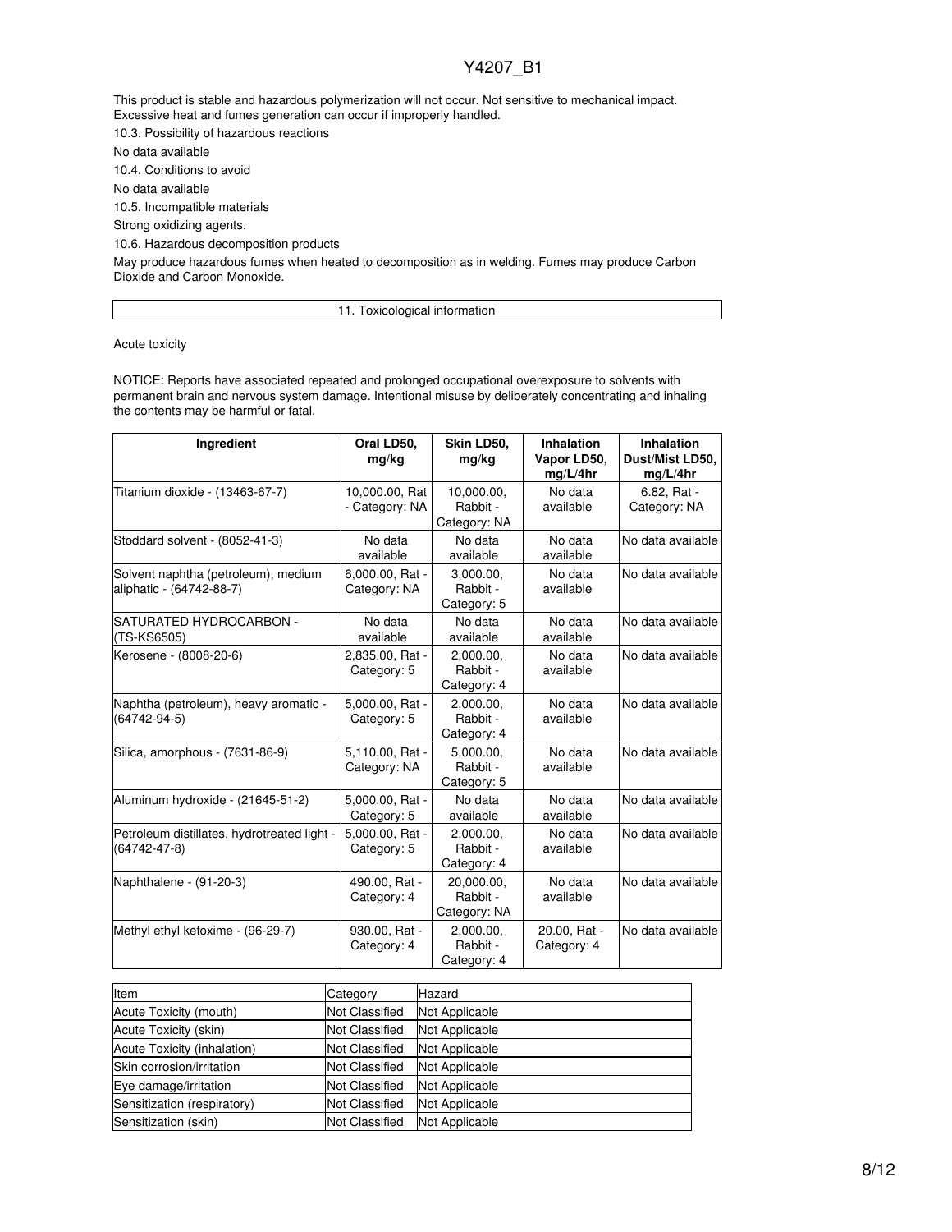This product is stable and hazardous polymerization will not occur. Not sensitive to mechanical impact. Excessive heat and fumes generation can occur if improperly handled.

10.3. Possibility of hazardous reactions

No data available

10.4. Conditions to avoid

No data available

10.5. Incompatible materials

Strong oxidizing agents.

10.6. Hazardous decomposition products

May produce hazardous fumes when heated to decomposition as in welding. Fumes may produce Carbon Dioxide and Carbon Monoxide.

## 11. Toxicological information

Acute toxicity

NOTICE: Reports have associated repeated and prolonged occupational overexposure to solvents with permanent brain and nervous system damage. Intentional misuse by deliberately concentrating and inhaling the contents may be harmful or fatal.

| Ingredient | Oral LD50, mg/kg | Skin LD50, mg/kg | Inhalation Vapor LD50, mg/L/4hr | Inhalation Dust/Mist LD50, mg/L/4hr |
|---|---|---|---|---|
| Titanium dioxide - (13463-67-7) | 10,000.00, Rat - Category: NA | 10,000.00, Rabbit - Category: NA | No data available | 6.82, Rat - Category: NA |
| Stoddard solvent - (8052-41-3) | No data available | No data available | No data available | No data available |
| Solvent naphtha (petroleum), medium aliphatic - (64742-88-7) | 6,000.00, Rat - Category: NA | 3,000.00, Rabbit - Category: 5 | No data available | No data available |
| SATURATED HYDROCARBON - (TS-KS6505) | No data available | No data available | No data available | No data available |
| Kerosene - (8008-20-6) | 2,835.00, Rat - Category: 5 | 2,000.00, Rabbit - Category: 4 | No data available | No data available |
| Naphtha (petroleum), heavy aromatic - (64742-94-5) | 5,000.00, Rat - Category: 5 | 2,000.00, Rabbit - Category: 4 | No data available | No data available |
| Silica, amorphous - (7631-86-9) | 5,110.00, Rat - Category: NA | 5,000.00, Rabbit - Category: 5 | No data available | No data available |
| Aluminum hydroxide - (21645-51-2) | 5,000.00, Rat - Category: 5 | No data available | No data available | No data available |
| Petroleum distillates, hydrotreated light - (64742-47-8) | 5,000.00, Rat - Category: 5 | 2,000.00, Rabbit - Category: 4 | No data available | No data available |
| Naphthalene - (91-20-3) | 490.00, Rat - Category: 4 | 20,000.00, Rabbit - Category: NA | No data available | No data available |
| Methyl ethyl ketoxime - (96-29-7) | 930.00, Rat - Category: 4 | 2,000.00, Rabbit - Category: 4 | 20.00, Rat - Category: 4 | No data available |

| Item | Category | Hazard |
|---|---|---|
| Acute Toxicity (mouth) | Not Classified | Not Applicable |
| Acute Toxicity (skin) | Not Classified | Not Applicable |
| Acute Toxicity (inhalation) | Not Classified | Not Applicable |
| Skin corrosion/irritation | Not Classified | Not Applicable |
| Eye damage/irritation | Not Classified | Not Applicable |
| Sensitization (respiratory) | Not Classified | Not Applicable |
| Sensitization (skin) | Not Classified | Not Applicable |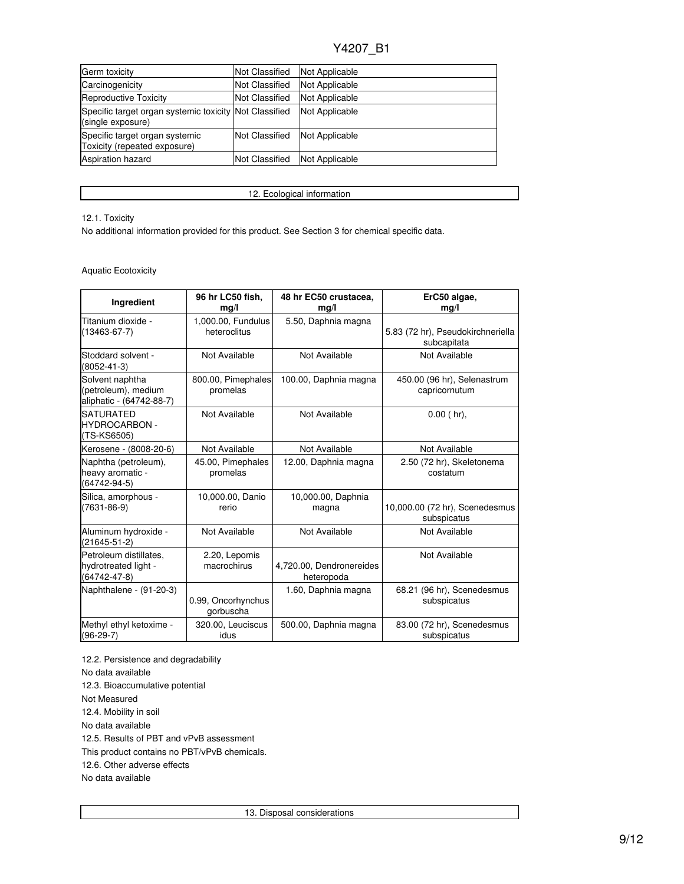| Germ toxicity | Not Classified | Not Applicable |
|---|---|---|
| Carcinogenicity | Not Classified | Not Applicable |
| Reproductive Toxicity | Not Classified | Not Applicable |
| Specific target organ systemic toxicity (single exposure) | Not Classified | Not Applicable |
| Specific target organ systemic Toxicity (repeated exposure) | Not Classified | Not Applicable |
| Aspiration hazard | Not Classified | Not Applicable |

## 12. Ecological information

12.1. Toxicity

No additional information provided for this product. See Section 3 for chemical specific data.

Aquatic Ecotoxicity

| Ingredient | 96 hr LC50 fish, mg/l | 48 hr EC50 crustacea, mg/l | ErC50 algae, mg/l |
|---|---|---|---|
| Titanium dioxide - (13463-67-7) | 1,000.00, Fundulus heteroclitus | 5.50, Daphnia magna | 5.83 (72 hr), Pseudokirchneriella subcapitata |
| Stoddard solvent - (8052-41-3) | Not Available | Not Available | Not Available |
| Solvent naphtha (petroleum), medium aliphatic - (64742-88-7) | 800.00, Pimephales promelas | 100.00, Daphnia magna | 450.00 (96 hr), Selenastrum capricornutum |
| SATURATED HYDROCARBON - (TS-KS6505) | Not Available | Not Available | 0.00 ( hr), |
| Kerosene - (8008-20-6) | Not Available | Not Available | Not Available |
| Naphtha (petroleum), heavy aromatic - (64742-94-5) | 45.00, Pimephales promelas | 12.00, Daphnia magna | 2.50 (72 hr), Skeletonema costatum |
| Silica, amorphous - (7631-86-9) | 10,000.00, Danio rerio | 10,000.00, Daphnia magna | 10,000.00 (72 hr), Scenedesmus subspicatus |
| Aluminum hydroxide - (21645-51-2) | Not Available | Not Available | Not Available |
| Petroleum distillates, hydrotreated light - (64742-47-8) | 2.20, Lepomis macrochirus | 4,720.00, Dendronereides heteropoda | Not Available |
| Naphthalene - (91-20-3) | 0.99, Oncorhynchus gorbuscha | 1.60, Daphnia magna | 68.21 (96 hr), Scenedesmus subspicatus |
| Methyl ethyl ketoxime - (96-29-7) | 320.00, Leuciscus idus | 500.00, Daphnia magna | 83.00 (72 hr), Scenedesmus subspicatus |

12.2. Persistence and degradability

No data available

12.3. Bioaccumulative potential

Not Measured

12.4. Mobility in soil

No data available

12.5. Results of PBT and vPvB assessment

This product contains no PBT/vPvB chemicals.

12.6. Other adverse effects

No data available

## 13. Disposal considerations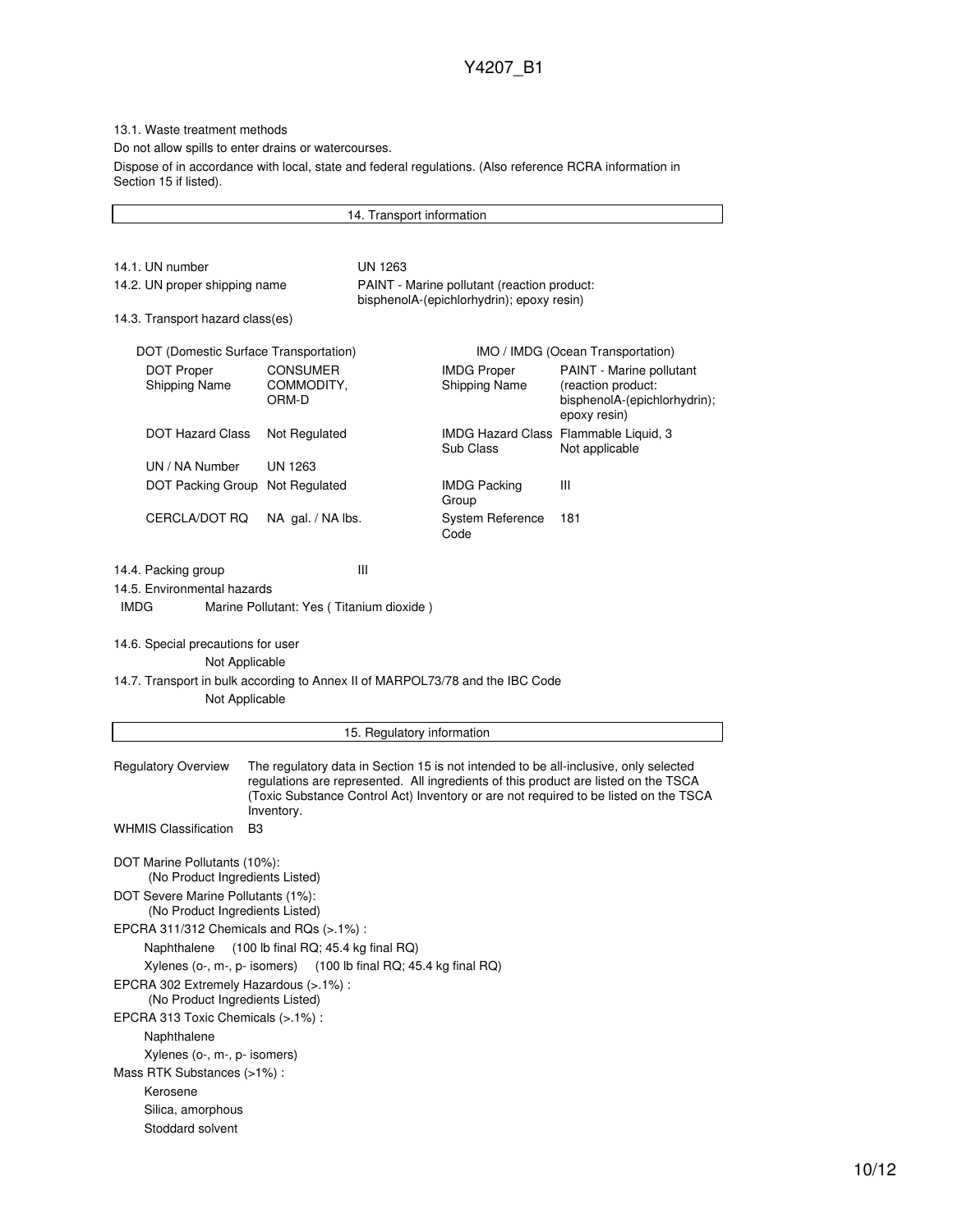13.1. Waste treatment methods

Do not allow spills to enter drains or watercourses.

Dispose of in accordance with local, state and federal regulations. (Also reference RCRA information in Section 15 if listed).

## 14. Transport information

14.1. UN number UN 1263

14.2. UN proper shipping name PAINT - Marine pollutant (reaction product: bisphenolA-(epichlorhydrin); epoxy resin)

14.3. Transport hazard class(es)

| DOT (Domestic Surface Transportation) | | IMO / IMDG (Ocean Transportation) | |
|---|---|---|---|
| DOT Proper Shipping Name | CONSUMER COMMODITY, ORM-D | IMDG Proper Shipping Name | PAINT - Marine pollutant (reaction product: bisphenolA-(epichlorhydrin); epoxy resin) |
| DOT Hazard Class | Not Regulated | IMDG Hazard Class Sub Class | Flammable Liquid, 3 Not applicable |
| UN / NA Number | UN 1263 | | |
| DOT Packing Group | Not Regulated | IMDG Packing Group | III |
| CERCLA/DOT RQ | NA gal. / NA lbs. | System Reference Code | 181 |

14.4. Packing group III

14.5. Environmental hazards

IMDG Marine Pollutant: Yes ( Titanium dioxide )

14.6. Special precautions for user

Not Applicable

14.7. Transport in bulk according to Annex II of MARPOL73/78 and the IBC Code

Not Applicable

## 15. Regulatory information

Regulatory Overview: The regulatory data in Section 15 is not intended to be all-inclusive, only selected regulations are represented. All ingredients of this product are listed on the TSCA (Toxic Substance Control Act) Inventory or are not required to be listed on the TSCA Inventory.

WHMIS Classification: B3

DOT Marine Pollutants (10%):
(No Product Ingredients Listed)

DOT Severe Marine Pollutants (1%):
(No Product Ingredients Listed)

EPCRA 311/312 Chemicals and RQs (>.1%) :
- Naphthalene (100 lb final RQ; 45.4 kg final RQ)
- Xylenes (o-, m-, p- isomers) (100 lb final RQ; 45.4 kg final RQ)

EPCRA 302 Extremely Hazardous (>.1%) :
(No Product Ingredients Listed)

EPCRA 313 Toxic Chemicals (>.1%) :
- Naphthalene
- Xylenes (o-, m-, p- isomers)

Mass RTK Substances (>1%) :
- Kerosene
- Silica, amorphous
- Stoddard solvent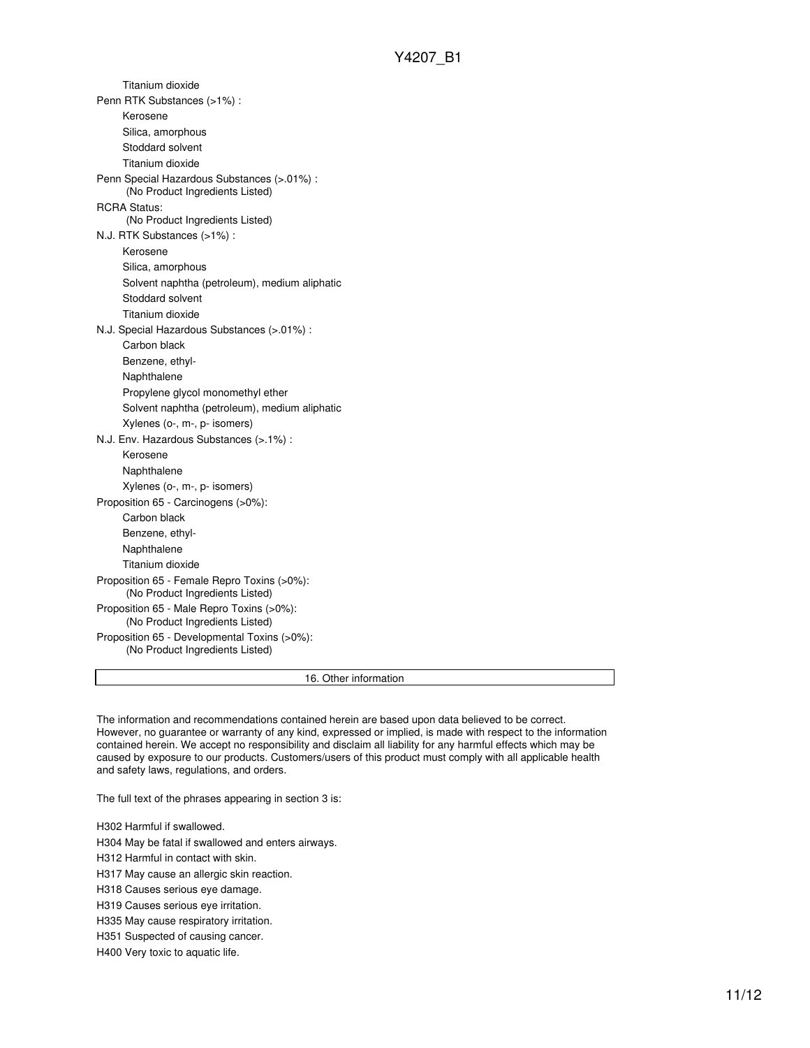Titanium dioxide

Penn RTK Substances (>1%) :

- Kerosene
- Silica, amorphous
- Stoddard solvent
- Titanium dioxide

Penn Special Hazardous Substances (>.01%) :
(No Product Ingredients Listed)

RCRA Status:
(No Product Ingredients Listed)

N.J. RTK Substances (>1%) :

- Kerosene
- Silica, amorphous
- Solvent naphtha (petroleum), medium aliphatic
- Stoddard solvent
- Titanium dioxide

N.J. Special Hazardous Substances (>.01%) :

- Carbon black
- Benzene, ethyl-
- Naphthalene
- Propylene glycol monomethyl ether
- Solvent naphtha (petroleum), medium aliphatic
- Xylenes (o-, m-, p- isomers)

N.J. Env. Hazardous Substances (>.1%) :

- Kerosene
- Naphthalene
- Xylenes (o-, m-, p- isomers)

Proposition 65 - Carcinogens (>0%):

- Carbon black
- Benzene, ethyl-
- Naphthalene
- Titanium dioxide

Proposition 65 - Female Repro Toxins (>0%):
(No Product Ingredients Listed)

Proposition 65 - Male Repro Toxins (>0%):
(No Product Ingredients Listed)

Proposition 65 - Developmental Toxins (>0%):
(No Product Ingredients Listed)

## 16. Other information

The information and recommendations contained herein are based upon data believed to be correct. However, no guarantee or warranty of any kind, expressed or implied, is made with respect to the information contained herein. We accept no responsibility and disclaim all liability for any harmful effects which may be caused by exposure to our products. Customers/users of this product must comply with all applicable health and safety laws, regulations, and orders.

The full text of the phrases appearing in section 3 is:

H302 Harmful if swallowed.

H304 May be fatal if swallowed and enters airways.

H312 Harmful in contact with skin.

H317 May cause an allergic skin reaction.

H318 Causes serious eye damage.

H319 Causes serious eye irritation.

H335 May cause respiratory irritation.

H351 Suspected of causing cancer.

H400 Very toxic to aquatic life.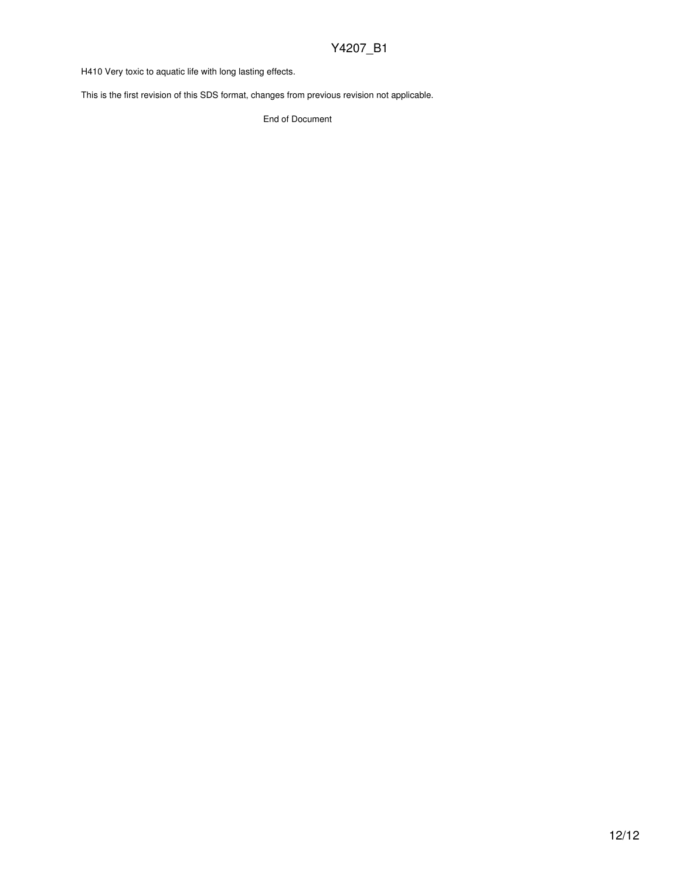H410 Very toxic to aquatic life with long lasting effects.

This is the first revision of this SDS format, changes from previous revision not applicable.

End of Document